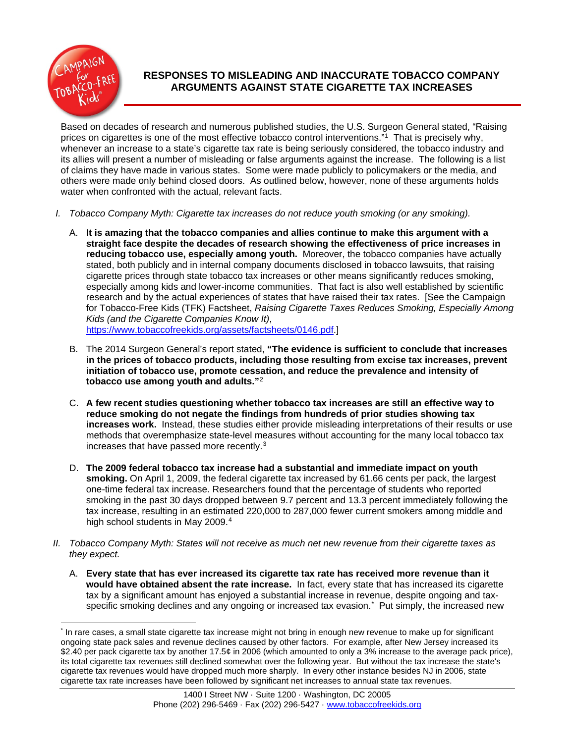# RESPONSES TO MISLEADING AND INACCURATE TOBACCO COMPANY ARGUMENTS AGAINST STATE CIGARETTE TAX INCREASES

Based on decades of research and numerous published studies, the U.S. Surgeon General stated, "Raising prices on cigarettes is one of the most effective tobacco control interventions."[1] That is precisely why, whenever an increase to a state's cigarette tax rate is being seriously considered, the tobacco industry and its allies will present a number of misleading or false arguments against the increase. The following is a list of claims they have made in various states. Some were made publicly to policymakers or the media, and others were made only behind closed doors. As outlined below, however, none of these arguments holds water when confronted with the actual, relevant facts.

I. *Tobacco Company Myth: Cigarette tax increases do not reduce youth smoking (or any smoking).*

   A. **It is amazing that the tobacco companies and allies continue to make this argument with a straight face despite the decades of research showing the effectiveness of price increases in reducing tobacco use, especially among youth.** Moreover, the tobacco companies have actually stated, both publicly and in internal company documents disclosed in tobacco lawsuits, that raising cigarette prices through state tobacco tax increases or other means significantly reduces smoking, especially among kids and lower-income communities. That fact is also well established by scientific research and by the actual experiences of states that have raised their tax rates. [See the Campaign for Tobacco-Free Kids (TFK) Factsheet, *Raising Cigarette Taxes Reduces Smoking, Especially Among Kids (and the Cigarette Companies Know It)*, https://www.tobaccofreekids.org/assets/factsheets/0146.pdf.]

   B. The 2014 Surgeon General's report stated, **"The evidence is sufficient to conclude that increases in the prices of tobacco products, including those resulting from excise tax increases, prevent initiation of tobacco use, promote cessation, and reduce the prevalence and intensity of tobacco use among youth and adults."**[2]

   C. **A few recent studies questioning whether tobacco tax increases are still an effective way to reduce smoking do not negate the findings from hundreds of prior studies showing tax increases work.** Instead, these studies either provide misleading interpretations of their results or use methods that overemphasize state-level measures without accounting for the many local tobacco tax increases that have passed more recently.[3]

   D. **The 2009 federal tobacco tax increase had a substantial and immediate impact on youth smoking.** On April 1, 2009, the federal cigarette tax increased by 61.66 cents per pack, the largest one-time federal tax increase. Researchers found that the percentage of students who reported smoking in the past 30 days dropped between 9.7 percent and 13.3 percent immediately following the tax increase, resulting in an estimated 220,000 to 287,000 fewer current smokers among middle and high school students in May 2009.[4]

II. *Tobacco Company Myth: States will not receive as much net new revenue from their cigarette taxes as they expect.*

   A. **Every state that has ever increased its cigarette tax rate has received more revenue than it would have obtained absent the rate increase.** In fact, every state that has increased its cigarette tax by a significant amount has enjoyed a substantial increase in revenue, despite ongoing and tax-specific smoking declines and any ongoing or increased tax evasion.* Put simply, the increased new

---

* In rare cases, a small state cigarette tax increase might not bring in enough new revenue to make up for significant ongoing state pack sales and revenue declines caused by other factors. For example, after New Jersey increased its $2.40 per pack cigarette tax by another 17.5¢ in 2006 (which amounted to only a 3% increase to the average pack price), its total cigarette tax revenues still declined somewhat over the following year. But without the tax increase the state's cigarette tax revenues would have dropped much more sharply. In every other instance besides NJ in 2006, state cigarette tax rate increases have been followed by significant net increases to annual state tax revenues.

1400 I Street NW · Suite 1200 · Washington, DC 20005
Phone (202) 296-5469 · Fax (202) 296-5427 · www.tobaccofreekids.org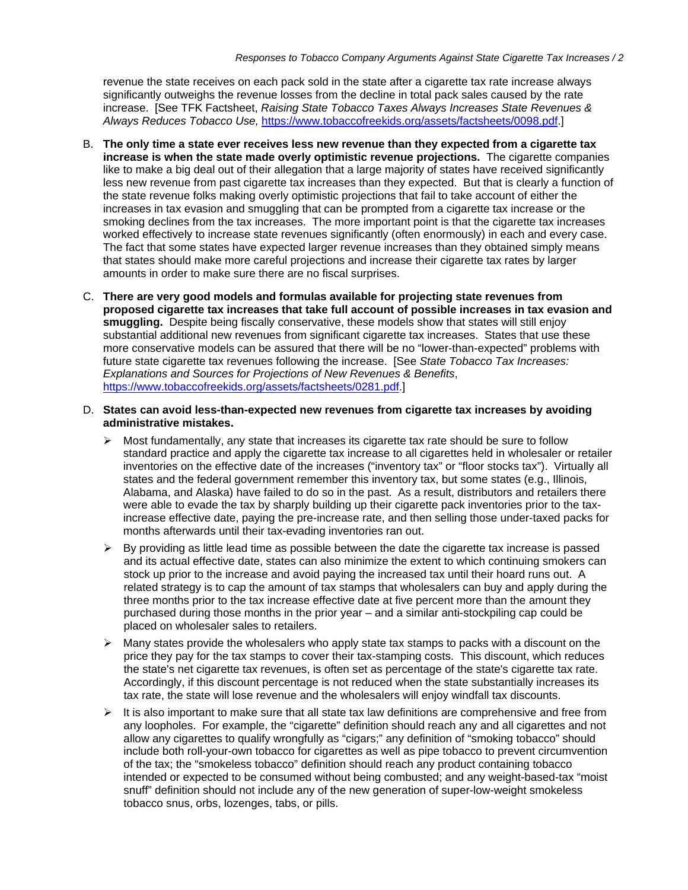revenue the state receives on each pack sold in the state after a cigarette tax rate increase always significantly outweighs the revenue losses from the decline in total pack sales caused by the rate increase. [See TFK Factsheet, *Raising State Tobacco Taxes Always Increases State Revenues & Always Reduces Tobacco Use,* https://www.tobaccofreekids.org/assets/factsheets/0098.pdf.]

B. **The only time a state ever receives less new revenue than they expected from a cigarette tax increase is when the state made overly optimistic revenue projections.** The cigarette companies like to make a big deal out of their allegation that a large majority of states have received significantly less new revenue from past cigarette tax increases than they expected. But that is clearly a function of the state revenue folks making overly optimistic projections that fail to take account of either the increases in tax evasion and smuggling that can be prompted from a cigarette tax increase or the smoking declines from the tax increases. The more important point is that the cigarette tax increases worked effectively to increase state revenues significantly (often enormously) in each and every case. The fact that some states have expected larger revenue increases than they obtained simply means that states should make more careful projections and increase their cigarette tax rates by larger amounts in order to make sure there are no fiscal surprises.

C. **There are very good models and formulas available for projecting state revenues from proposed cigarette tax increases that take full account of possible increases in tax evasion and smuggling.** Despite being fiscally conservative, these models show that states will still enjoy substantial additional new revenues from significant cigarette tax increases. States that use these more conservative models can be assured that there will be no "lower-than-expected" problems with future state cigarette tax revenues following the increase. [See *State Tobacco Tax Increases: Explanations and Sources for Projections of New Revenues & Benefits*, https://www.tobaccofreekids.org/assets/factsheets/0281.pdf.]

D. **States can avoid less-than-expected new revenues from cigarette tax increases by avoiding administrative mistakes.**

- Most fundamentally, any state that increases its cigarette tax rate should be sure to follow standard practice and apply the cigarette tax increase to all cigarettes held in wholesaler or retailer inventories on the effective date of the increases ("inventory tax" or "floor stocks tax"). Virtually all states and the federal government remember this inventory tax, but some states (e.g., Illinois, Alabama, and Alaska) have failed to do so in the past. As a result, distributors and retailers there were able to evade the tax by sharply building up their cigarette pack inventories prior to the tax-increase effective date, paying the pre-increase rate, and then selling those under-taxed packs for months afterwards until their tax-evading inventories ran out.
- By providing as little lead time as possible between the date the cigarette tax increase is passed and its actual effective date, states can also minimize the extent to which continuing smokers can stock up prior to the increase and avoid paying the increased tax until their hoard runs out. A related strategy is to cap the amount of tax stamps that wholesalers can buy and apply during the three months prior to the tax increase effective date at five percent more than the amount they purchased during those months in the prior year – and a similar anti-stockpiling cap could be placed on wholesaler sales to retailers.
- Many states provide the wholesalers who apply state tax stamps to packs with a discount on the price they pay for the tax stamps to cover their tax-stamping costs. This discount, which reduces the state's net cigarette tax revenues, is often set as percentage of the state's cigarette tax rate. Accordingly, if this discount percentage is not reduced when the state substantially increases its tax rate, the state will lose revenue and the wholesalers will enjoy windfall tax discounts.
- It is also important to make sure that all state tax law definitions are comprehensive and free from any loopholes. For example, the "cigarette" definition should reach any and all cigarettes and not allow any cigarettes to qualify wrongfully as "cigars;" any definition of "smoking tobacco" should include both roll-your-own tobacco for cigarettes as well as pipe tobacco to prevent circumvention of the tax; the "smokeless tobacco" definition should reach any product containing tobacco intended or expected to be consumed without being combusted; and any weight-based-tax "moist snuff" definition should not include any of the new generation of super-low-weight smokeless tobacco snus, orbs, lozenges, tabs, or pills.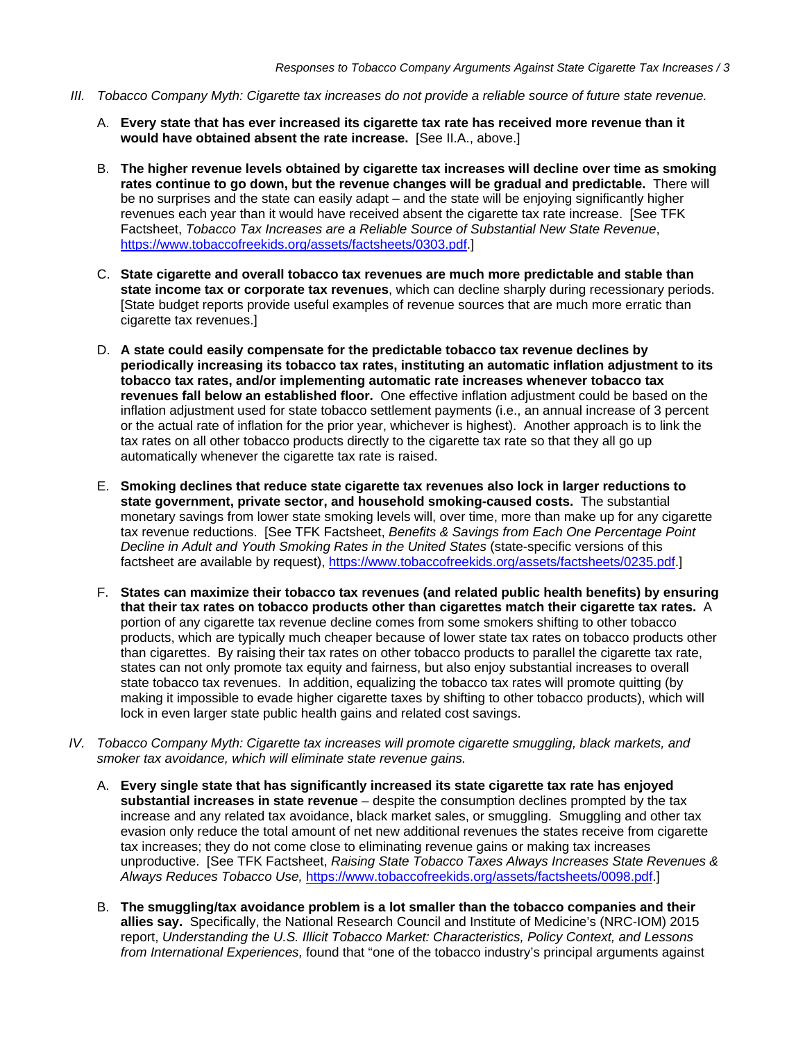*III. Tobacco Company Myth: Cigarette tax increases do not provide a reliable source of future state revenue.*

A. **Every state that has ever increased its cigarette tax rate has received more revenue than it would have obtained absent the rate increase.** [See II.A., above.]

B. **The higher revenue levels obtained by cigarette tax increases will decline over time as smoking rates continue to go down, but the revenue changes will be gradual and predictable.** There will be no surprises and the state can easily adapt – and the state will be enjoying significantly higher revenues each year than it would have received absent the cigarette tax rate increase. [See TFK Factsheet, *Tobacco Tax Increases are a Reliable Source of Substantial New State Revenue*, https://www.tobaccofreekids.org/assets/factsheets/0303.pdf.]

C. **State cigarette and overall tobacco tax revenues are much more predictable and stable than state income tax or corporate tax revenues**, which can decline sharply during recessionary periods. [State budget reports provide useful examples of revenue sources that are much more erratic than cigarette tax revenues.]

D. **A state could easily compensate for the predictable tobacco tax revenue declines by periodically increasing its tobacco tax rates, instituting an automatic inflation adjustment to its tobacco tax rates, and/or implementing automatic rate increases whenever tobacco tax revenues fall below an established floor.** One effective inflation adjustment could be based on the inflation adjustment used for state tobacco settlement payments (i.e., an annual increase of 3 percent or the actual rate of inflation for the prior year, whichever is highest). Another approach is to link the tax rates on all other tobacco products directly to the cigarette tax rate so that they all go up automatically whenever the cigarette tax rate is raised.

E. **Smoking declines that reduce state cigarette tax revenues also lock in larger reductions to state government, private sector, and household smoking-caused costs.** The substantial monetary savings from lower state smoking levels will, over time, more than make up for any cigarette tax revenue reductions. [See TFK Factsheet, *Benefits & Savings from Each One Percentage Point Decline in Adult and Youth Smoking Rates in the United States* (state-specific versions of this factsheet are available by request), https://www.tobaccofreekids.org/assets/factsheets/0235.pdf.]

F. **States can maximize their tobacco tax revenues (and related public health benefits) by ensuring that their tax rates on tobacco products other than cigarettes match their cigarette tax rates.** A portion of any cigarette tax revenue decline comes from some smokers shifting to other tobacco products, which are typically much cheaper because of lower state tax rates on tobacco products other than cigarettes. By raising their tax rates on other tobacco products to parallel the cigarette tax rate, states can not only promote tax equity and fairness, but also enjoy substantial increases to overall state tobacco tax revenues. In addition, equalizing the tobacco tax rates will promote quitting (by making it impossible to evade higher cigarette taxes by shifting to other tobacco products), which will lock in even larger state public health gains and related cost savings.

*IV. Tobacco Company Myth: Cigarette tax increases will promote cigarette smuggling, black markets, and smoker tax avoidance, which will eliminate state revenue gains.*

A. **Every single state that has significantly increased its state cigarette tax rate has enjoyed substantial increases in state revenue** – despite the consumption declines prompted by the tax increase and any related tax avoidance, black market sales, or smuggling. Smuggling and other tax evasion only reduce the total amount of net new additional revenues the states receive from cigarette tax increases; they do not come close to eliminating revenue gains or making tax increases unproductive. [See TFK Factsheet, *Raising State Tobacco Taxes Always Increases State Revenues & Always Reduces Tobacco Use,* https://www.tobaccofreekids.org/assets/factsheets/0098.pdf.]

B. **The smuggling/tax avoidance problem is a lot smaller than the tobacco companies and their allies say.** Specifically, the National Research Council and Institute of Medicine's (NRC-IOM) 2015 report, *Understanding the U.S. Illicit Tobacco Market: Characteristics, Policy Context, and Lessons from International Experiences,* found that "one of the tobacco industry's principal arguments against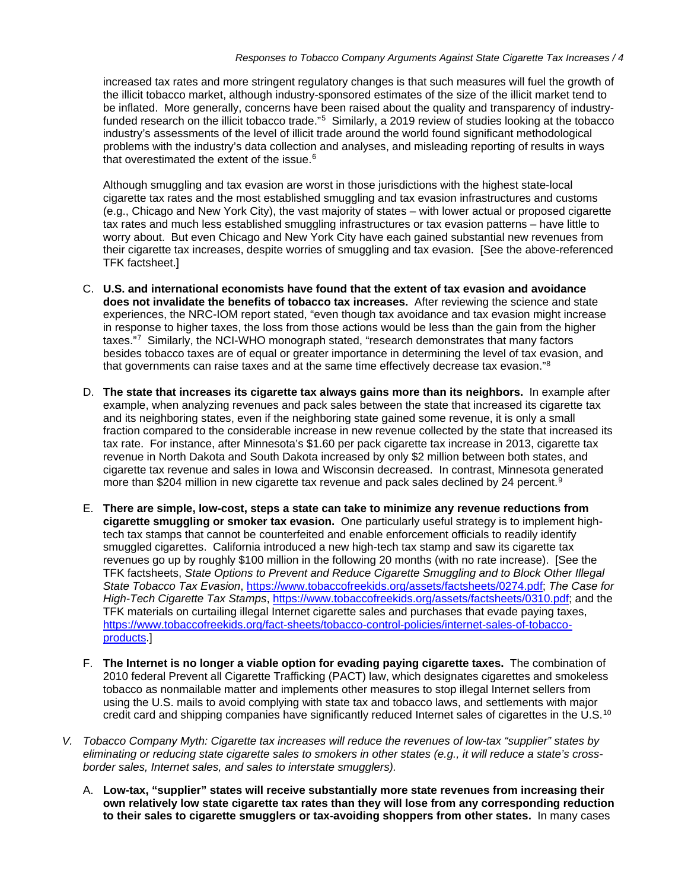increased tax rates and more stringent regulatory changes is that such measures will fuel the growth of the illicit tobacco market, although industry-sponsored estimates of the size of the illicit market tend to be inflated. More generally, concerns have been raised about the quality and transparency of industry-funded research on the illicit tobacco trade."[5] Similarly, a 2019 review of studies looking at the tobacco industry's assessments of the level of illicit trade around the world found significant methodological problems with the industry's data collection and analyses, and misleading reporting of results in ways that overestimated the extent of the issue.[6]

Although smuggling and tax evasion are worst in those jurisdictions with the highest state-local cigarette tax rates and the most established smuggling and tax evasion infrastructures and customs (e.g., Chicago and New York City), the vast majority of states – with lower actual or proposed cigarette tax rates and much less established smuggling infrastructures or tax evasion patterns – have little to worry about. But even Chicago and New York City have each gained substantial new revenues from their cigarette tax increases, despite worries of smuggling and tax evasion. [See the above-referenced TFK factsheet.]

C. **U.S. and international economists have found that the extent of tax evasion and avoidance does not invalidate the benefits of tobacco tax increases.** After reviewing the science and state experiences, the NRC-IOM report stated, "even though tax avoidance and tax evasion might increase in response to higher taxes, the loss from those actions would be less than the gain from the higher taxes."[7] Similarly, the NCI-WHO monograph stated, "research demonstrates that many factors besides tobacco taxes are of equal or greater importance in determining the level of tax evasion, and that governments can raise taxes and at the same time effectively decrease tax evasion."[8]

D. **The state that increases its cigarette tax always gains more than its neighbors.** In example after example, when analyzing revenues and pack sales between the state that increased its cigarette tax and its neighboring states, even if the neighboring state gained some revenue, it is only a small fraction compared to the considerable increase in new revenue collected by the state that increased its tax rate. For instance, after Minnesota's $1.60 per pack cigarette tax increase in 2013, cigarette tax revenue in North Dakota and South Dakota increased by only $2 million between both states, and cigarette tax revenue and sales in Iowa and Wisconsin decreased. In contrast, Minnesota generated more than $204 million in new cigarette tax revenue and pack sales declined by 24 percent.[9]

E. **There are simple, low-cost, steps a state can take to minimize any revenue reductions from cigarette smuggling or smoker tax evasion.** One particularly useful strategy is to implement high-tech tax stamps that cannot be counterfeited and enable enforcement officials to readily identify smuggled cigarettes. California introduced a new high-tech tax stamp and saw its cigarette tax revenues go up by roughly $100 million in the following 20 months (with no rate increase). [See the TFK factsheets, *State Options to Prevent and Reduce Cigarette Smuggling and to Block Other Illegal State Tobacco Tax Evasion*, https://www.tobaccofreekids.org/assets/factsheets/0274.pdf; *The Case for High-Tech Cigarette Tax Stamps*, https://www.tobaccofreekids.org/assets/factsheets/0310.pdf; and the TFK materials on curtailing illegal Internet cigarette sales and purchases that evade paying taxes, https://www.tobaccofreekids.org/fact-sheets/tobacco-control-policies/internet-sales-of-tobacco-products.]

F. **The Internet is no longer a viable option for evading paying cigarette taxes.** The combination of 2010 federal Prevent all Cigarette Trafficking (PACT) law, which designates cigarettes and smokeless tobacco as nonmailable matter and implements other measures to stop illegal Internet sellers from using the U.S. mails to avoid complying with state tax and tobacco laws, and settlements with major credit card and shipping companies have significantly reduced Internet sales of cigarettes in the U.S.[10]

V. *Tobacco Company Myth: Cigarette tax increases will reduce the revenues of low-tax "supplier" states by eliminating or reducing state cigarette sales to smokers in other states (e.g., it will reduce a state's cross-border sales, Internet sales, and sales to interstate smugglers).*

A. **Low-tax, "supplier" states will receive substantially more state revenues from increasing their own relatively low state cigarette tax rates than they will lose from any corresponding reduction to their sales to cigarette smugglers or tax-avoiding shoppers from other states.** In many cases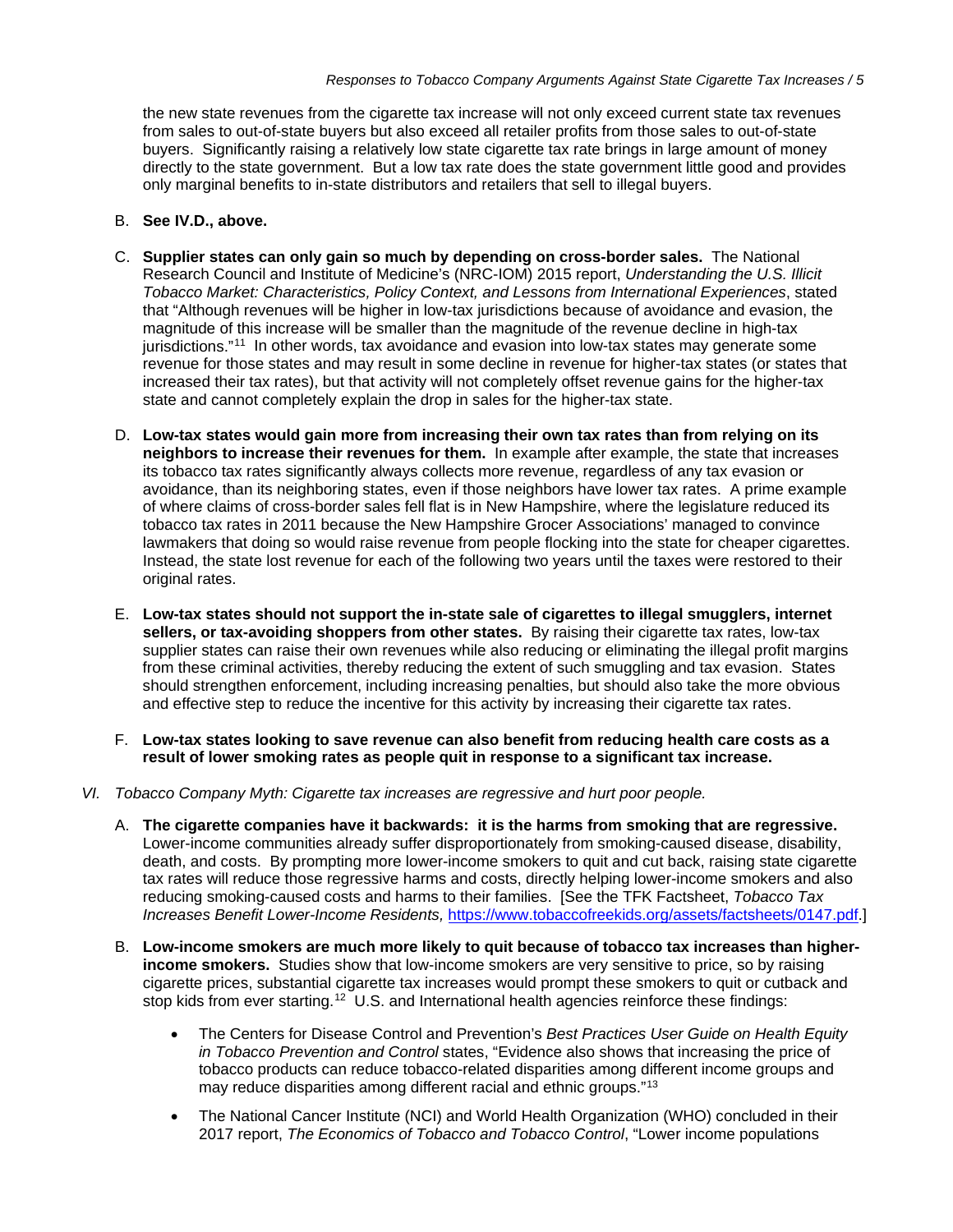the new state revenues from the cigarette tax increase will not only exceed current state tax revenues from sales to out-of-state buyers but also exceed all retailer profits from those sales to out-of-state buyers. Significantly raising a relatively low state cigarette tax rate brings in large amount of money directly to the state government. But a low tax rate does the state government little good and provides only marginal benefits to in-state distributors and retailers that sell to illegal buyers.

B. **See IV.D., above.**

C. **Supplier states can only gain so much by depending on cross-border sales.** The National Research Council and Institute of Medicine's (NRC-IOM) 2015 report, *Understanding the U.S. Illicit Tobacco Market: Characteristics, Policy Context, and Lessons from International Experiences*, stated that "Although revenues will be higher in low-tax jurisdictions because of avoidance and evasion, the magnitude of this increase will be smaller than the magnitude of the revenue decline in high-tax jurisdictions."[11] In other words, tax avoidance and evasion into low-tax states may generate some revenue for those states and may result in some decline in revenue for higher-tax states (or states that increased their tax rates), but that activity will not completely offset revenue gains for the higher-tax state and cannot completely explain the drop in sales for the higher-tax state.

D. **Low-tax states would gain more from increasing their own tax rates than from relying on its neighbors to increase their revenues for them.** In example after example, the state that increases its tobacco tax rates significantly always collects more revenue, regardless of any tax evasion or avoidance, than its neighboring states, even if those neighboring states have lower tax rates. A prime example of where claims of cross-border sales fell flat is in New Hampshire, where the legislature reduced its tobacco tax rates in 2011 because the New Hampshire Grocer Associations' managed to convince lawmakers that doing so would raise revenue from people flocking into the state for cheaper cigarettes. Instead, the state lost revenue for each of the following two years until the taxes were restored to their original rates.

E. **Low-tax states should not support the in-state sale of cigarettes to illegal smugglers, internet sellers, or tax-avoiding shoppers from other states.** By raising their cigarette tax rates, low-tax supplier states can raise their own revenues while also reducing or eliminating the illegal profit margins from these criminal activities, thereby reducing the extent of such smuggling and tax evasion. States should strengthen enforcement, including increasing penalties, but should also take the more obvious and effective step to reduce the incentive for this activity by increasing their cigarette tax rates.

F. **Low-tax states looking to save revenue can also benefit from reducing health care costs as a result of lower smoking rates as people quit in response to a significant tax increase.**

## VI. *Tobacco Company Myth: Cigarette tax increases are regressive and hurt poor people.*

A. **The cigarette companies have it backwards: it is the harms from smoking that are regressive.** Lower-income communities already suffer disproportionately from smoking-caused disease, disability, death, and costs. By prompting more lower-income smokers to quit and cut back, raising state cigarette tax rates will reduce those regressive harms and costs, directly helping lower-income smokers and also reducing smoking-caused costs and harms to their families. [See the TFK Factsheet, *Tobacco Tax Increases Benefit Lower-Income Residents,* https://www.tobaccofreekids.org/assets/factsheets/0147.pdf.]

B. **Low-income smokers are much more likely to quit because of tobacco tax increases than higher-income smokers.** Studies show that low-income smokers are very sensitive to price, so by raising cigarette prices, substantial cigarette tax increases would prompt these smokers to quit or cutback and stop kids from ever starting.[12] U.S. and International health agencies reinforce these findings:

- The Centers for Disease Control and Prevention's *Best Practices User Guide on Health Equity in Tobacco Prevention and Control* states, "Evidence also shows that increasing the price of tobacco products can reduce tobacco-related disparities among different income groups and may reduce disparities among different racial and ethnic groups."[13]
- The National Cancer Institute (NCI) and World Health Organization (WHO) concluded in their 2017 report, *The Economics of Tobacco and Tobacco Control*, "Lower income populations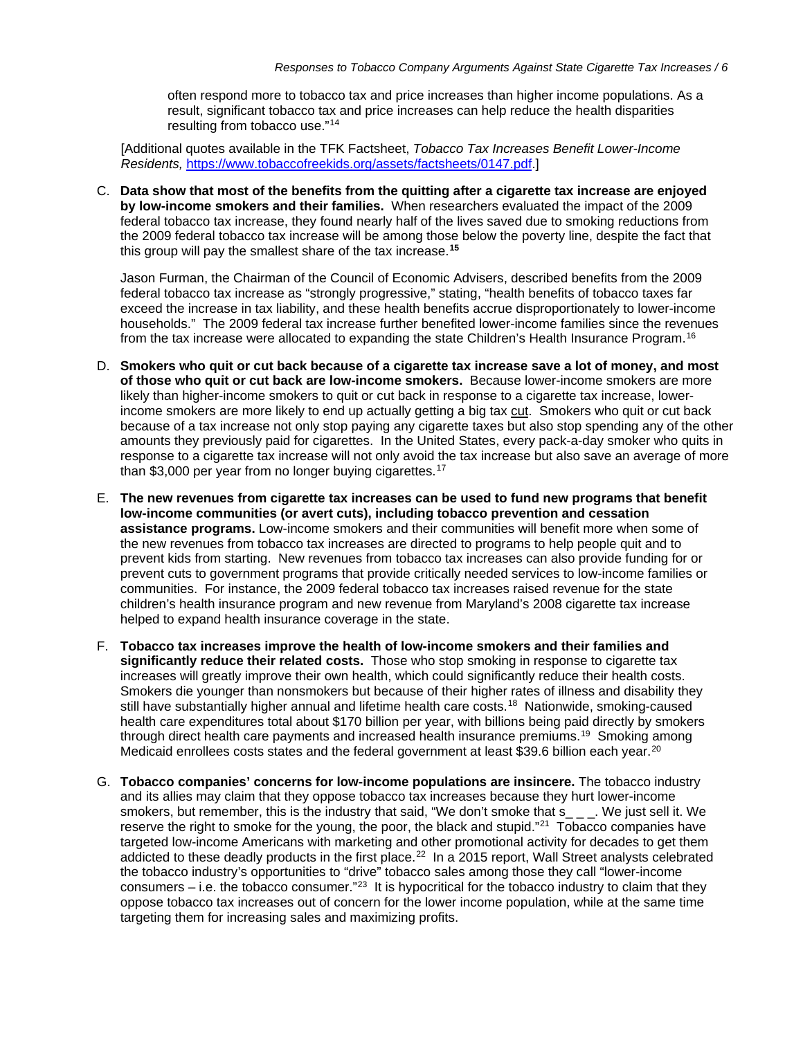often respond more to tobacco tax and price increases than higher income populations. As a result, significant tobacco tax and price increases can help reduce the health disparities resulting from tobacco use."[14]

[Additional quotes available in the TFK Factsheet, *Tobacco Tax Increases Benefit Lower-Income Residents,* https://www.tobaccofreekids.org/assets/factsheets/0147.pdf.]

C. **Data show that most of the benefits from the quitting after a cigarette tax increase are enjoyed by low-income smokers and their families.** When researchers evaluated the impact of the 2009 federal tobacco tax increase, they found nearly half of the lives saved due to smoking reductions from the 2009 federal tobacco tax increase will be among those below the poverty line, despite the fact that this group will pay the smallest share of the tax increase.[15]

   Jason Furman, the Chairman of the Council of Economic Advisers, described benefits from the 2009 federal tobacco tax increase as "strongly progressive," stating, "health benefits of tobacco taxes far exceed the increase in tax liability, and these health benefits accrue disproportionately to lower-income households." The 2009 federal tax increase further benefited lower-income families since the revenues from the tax increase were allocated to expanding the state Children's Health Insurance Program.[16]

D. **Smokers who quit or cut back because of a cigarette tax increase save a lot of money, and most of those who quit or cut back are low-income smokers.** Because lower-income smokers are more likely than higher-income smokers to quit or cut back in response to a cigarette tax increase, lower-income smokers are more likely to end up actually getting a big tax cut. Smokers who quit or cut back because of a tax increase not only stop paying any cigarette taxes but also stop spending any of the other amounts they previously paid for cigarettes. In the United States, every pack-a-day smoker who quits in response to a cigarette tax increase will not only avoid the tax increase but also save an average of more than $3,000 per year from no longer buying cigarettes.[17]

E. **The new revenues from cigarette tax increases can be used to fund new programs that benefit low-income communities (or avert cuts), including tobacco prevention and cessation assistance programs.** Low-income smokers and their communities will benefit more when some of the new revenues from tobacco tax increases are directed to programs to help people quit and to prevent kids from starting. New revenues from tobacco tax increases can also provide funding for or prevent cuts to government programs that provide critically needed services to low-income families or communities. For instance, the 2009 federal tobacco tax increases raised revenue for the state children's health insurance program and new revenue from Maryland's 2008 cigarette tax increase helped to expand health insurance coverage in the state.

F. **Tobacco tax increases improve the health of low-income smokers and their families and significantly reduce their related costs.** Those who stop smoking in response to cigarette tax increases will greatly improve their own health, which could significantly reduce their health costs. Smokers die younger than nonsmokers but because of their higher rates of illness and disability they still have substantially higher annual and lifetime health care costs.[18] Nationwide, smoking-caused health care expenditures total about $170 billion per year, with billions being paid directly by smokers through direct health care payments and increased health insurance premiums.[19] Smoking among Medicaid enrollees costs states and the federal government at least $39.6 billion each year.[20]

G. **Tobacco companies' concerns for low-income populations are insincere.** The tobacco industry and its allies may claim that they oppose tobacco tax increases because they hurt lower-income smokers, but remember, this is the industry that said, "We don't smoke that s_ _ _. We just sell it. We reserve the right to smoke for the young, the poor, the black and stupid."[21] Tobacco companies have targeted low-income Americans with marketing and other promotional activity for decades to get them addicted to these deadly products in the first place.[22] In a 2015 report, Wall Street analysts celebrated the tobacco industry's opportunities to "drive" tobacco sales among those they call "lower-income consumers – i.e. the tobacco consumer."[23] It is hypocritical for the tobacco industry to claim that they oppose tobacco tax increases out of concern for the lower income population, while at the same time targeting them for increasing sales and maximizing profits.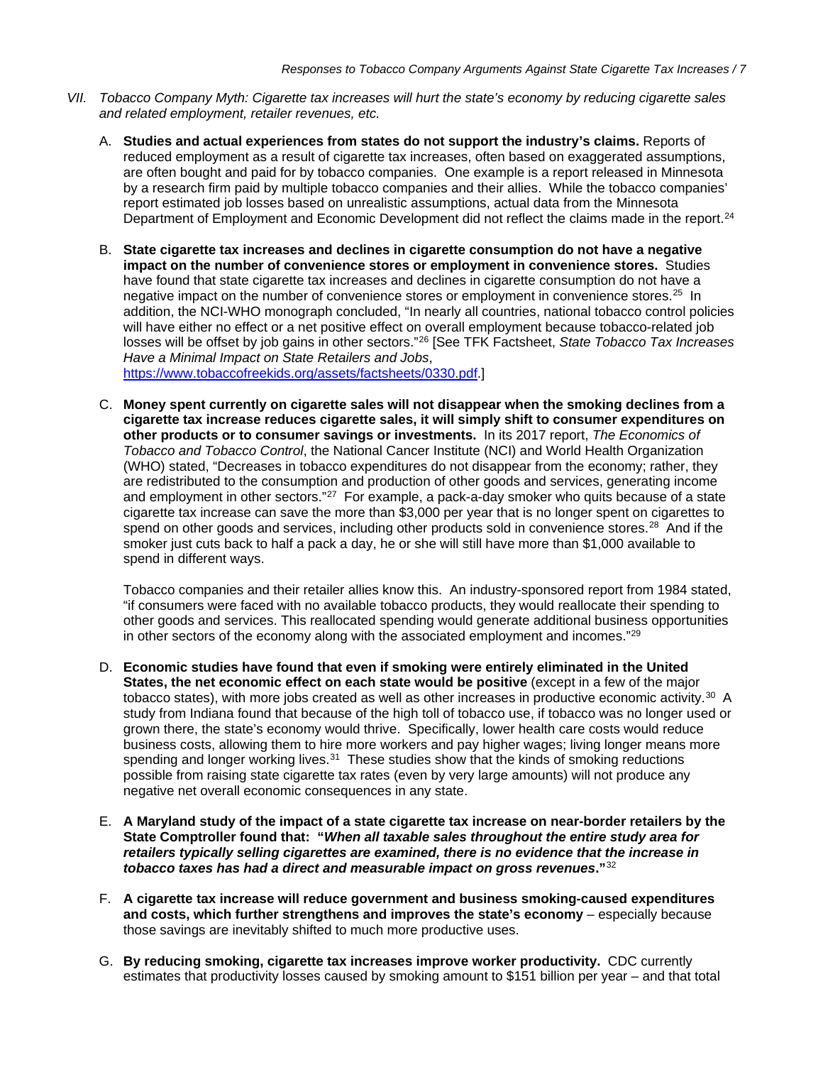*VII. Tobacco Company Myth: Cigarette tax increases will hurt the state's economy by reducing cigarette sales and related employment, retailer revenues, etc.*

A. **Studies and actual experiences from states do not support the industry's claims.** Reports of reduced employment as a result of cigarette tax increases, often based on exaggerated assumptions, are often bought and paid for by tobacco companies. One example is a report released in Minnesota by a research firm paid by multiple tobacco companies and their allies. While the tobacco companies' report estimated job losses based on unrealistic assumptions, actual data from the Minnesota Department of Employment and Economic Development did not reflect the claims made in the report.[24]

B. **State cigarette tax increases and declines in cigarette consumption do not have a negative impact on the number of convenience stores or employment in convenience stores.** Studies have found that state cigarette tax increases and declines in cigarette consumption do not have a negative impact on the number of convenience stores or employment in convenience stores.[25] In addition, the NCI-WHO monograph concluded, "In nearly all countries, national tobacco control policies will have either no effect or a net positive effect on overall employment because tobacco-related job losses will be offset by job gains in other sectors."[26] [See TFK Factsheet, *State Tobacco Tax Increases Have a Minimal Impact on State Retailers and Jobs*, https://www.tobaccofreekids.org/assets/factsheets/0330.pdf.]

C. **Money spent currently on cigarette sales will not disappear when the smoking declines from a cigarette tax increase reduces cigarette sales, it will simply shift to consumer expenditures on other products or to consumer savings or investments.** In its 2017 report, *The Economics of Tobacco and Tobacco Control*, the National Cancer Institute (NCI) and World Health Organization (WHO) stated, "Decreases in tobacco expenditures do not disappear from the economy; rather, they are redistributed to the consumption and production of other goods and services, generating income and employment in other sectors."[27] For example, a pack-a-day smoker who quits because of a state cigarette tax increase can save the more than $3,000 per year that is no longer spent on cigarettes to spend on other goods and services, including other products sold in convenience stores.[28] And if the smoker just cuts back to half a pack a day, he or she will still have more than $1,000 available to spend in different ways.

   Tobacco companies and their retailer allies know this. An industry-sponsored report from 1984 stated, "if consumers were faced with no available tobacco products, they would reallocate their spending to other goods and services. This reallocated spending would generate additional business opportunities in other sectors of the economy along with the associated employment and incomes."[29]

D. **Economic studies have found that even if smoking were entirely eliminated in the United States, the net economic effect on each state would be positive** (except in a few of the major tobacco states), with more jobs created as well as other increases in productive economic activity.[30] A study from Indiana found that because of the high toll of tobacco use, if tobacco was no longer used or grown there, the state's economy would thrive. Specifically, lower health care costs would reduce business costs, allowing them to hire more workers and pay higher wages; living longer means more spending and longer working lives.[31] These studies show that the kinds of smoking reductions possible from raising state cigarette tax rates (even by very large amounts) will not produce any negative net overall economic consequences in any state.

E. **A Maryland study of the impact of a state cigarette tax increase on near-border retailers by the State Comptroller found that: "*When all taxable sales throughout the entire study area for retailers typically selling cigarettes are examined, there is no evidence that the increase in tobacco taxes has had a direct and measurable impact on gross revenues*."**[32]

F. **A cigarette tax increase will reduce government and business smoking-caused expenditures and costs, which further strengthens and improves the state's economy** – especially because those savings are inevitably shifted to much more productive uses.

G. **By reducing smoking, cigarette tax increases improve worker productivity.** CDC currently estimates that productivity losses caused by smoking amount to $151 billion per year – and that total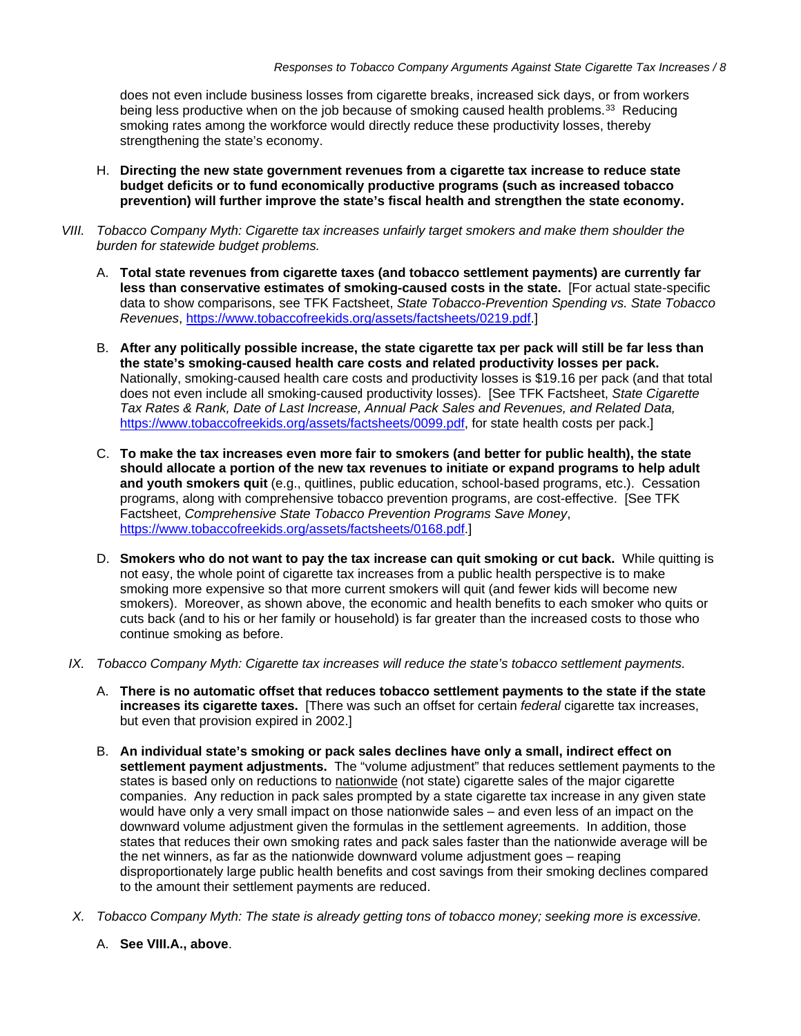does not even include business losses from cigarette breaks, increased sick days, or from workers being less productive when on the job because of smoking caused health problems.[33] Reducing smoking rates among the workforce would directly reduce these productivity losses, thereby strengthening the state's economy.

H. **Directing the new state government revenues from a cigarette tax increase to reduce state budget deficits or to fund economically productive programs (such as increased tobacco prevention) will further improve the state's fiscal health and strengthen the state economy.**

VIII. *Tobacco Company Myth: Cigarette tax increases unfairly target smokers and make them shoulder the burden for statewide budget problems.*

A. **Total state revenues from cigarette taxes (and tobacco settlement payments) are currently far less than conservative estimates of smoking-caused costs in the state.** [For actual state-specific data to show comparisons, see TFK Factsheet, *State Tobacco-Prevention Spending vs. State Tobacco Revenues*, https://www.tobaccofreekids.org/assets/factsheets/0219.pdf.]

B. **After any politically possible increase, the state cigarette tax per pack will still be far less than the state's smoking-caused health care costs and related productivity losses per pack.** Nationally, smoking-caused health care costs and productivity losses is $19.16 per pack (and that total does not even include all smoking-caused productivity losses). [See TFK Factsheet, *State Cigarette Tax Rates & Rank, Date of Last Increase, Annual Pack Sales and Revenues, and Related Data,* https://www.tobaccofreekids.org/assets/factsheets/0099.pdf, for state health costs per pack.]

C. **To make the tax increases even more fair to smokers (and better for public health), the state should allocate a portion of the new tax revenues to initiate or expand programs to help adult and youth smokers quit** (e.g., quitlines, public education, school-based programs, etc.). Cessation programs, along with comprehensive tobacco prevention programs, are cost-effective. [See TFK Factsheet, *Comprehensive State Tobacco Prevention Programs Save Money*, https://www.tobaccofreekids.org/assets/factsheets/0168.pdf.]

D. **Smokers who do not want to pay the tax increase can quit smoking or cut back.** While quitting is not easy, the whole point of cigarette tax increases from a public health perspective is to make smoking more expensive so that more current smokers will quit (and fewer kids will become new smokers). Moreover, as shown above, the economic and health benefits to each smoker who quits or cuts back (and to his or her family or household) is far greater than the increased costs to those who continue smoking as before.

IX. *Tobacco Company Myth: Cigarette tax increases will reduce the state's tobacco settlement payments.*

A. **There is no automatic offset that reduces tobacco settlement payments to the state if the state increases its cigarette taxes.** [There was such an offset for certain *federal* cigarette tax increases, but even that provision expired in 2002.]

B. **An individual state's smoking or pack sales declines have only a small, indirect effect on settlement payment adjustments.** The "volume adjustment" that reduces settlement payments to the states is based only on reductions to nationwide (not state) cigarette sales of the major cigarette companies. Any reduction in pack sales prompted by a state cigarette tax increase in any given state would have only a very small impact on those nationwide sales – and even less of an impact on the downward volume adjustment given the formulas in the settlement agreements. In addition, those states that reduces their own smoking rates and pack sales faster than the nationwide average will be the net winners, as far as the nationwide downward volume adjustment goes – reaping disproportionately large public health benefits and cost savings from their smoking declines compared to the amount their settlement payments are reduced.

X. *Tobacco Company Myth: The state is already getting tons of tobacco money; seeking more is excessive.*

A. **See VIII.A., above**.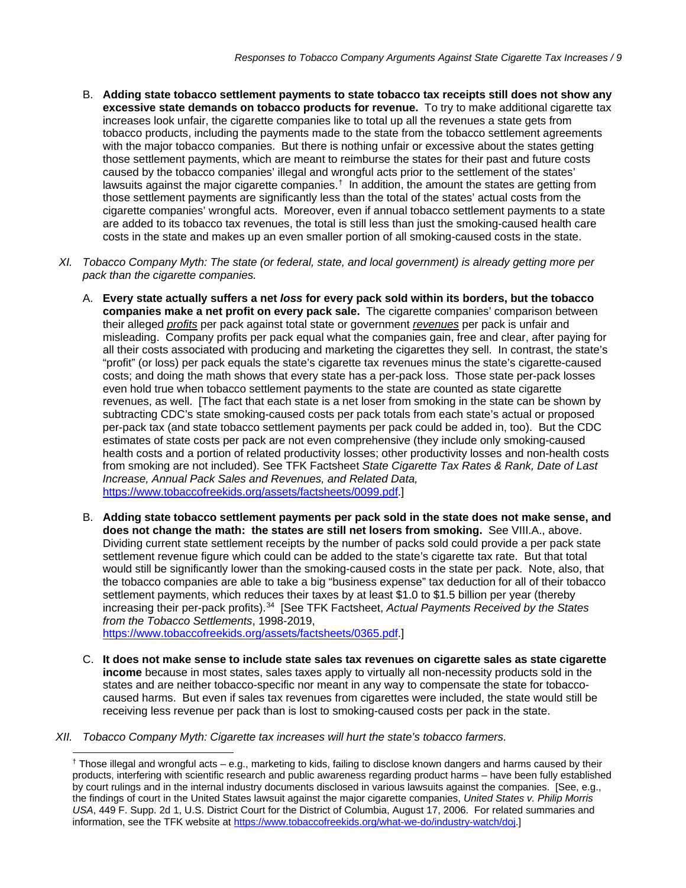B. **Adding state tobacco settlement payments to state tobacco tax receipts still does not show any excessive state demands on tobacco products for revenue.** To try to make additional cigarette tax increases look unfair, the cigarette companies like to total up all the revenues a state gets from tobacco products, including the payments made to the state from the tobacco settlement agreements with the major tobacco companies. But there is nothing unfair or excessive about the states getting those settlement payments, which are meant to reimburse the states for their past and future costs caused by the tobacco companies' illegal and wrongful acts prior to the settlement of the states' lawsuits against the major cigarette companies.[†] In addition, the amount the states are getting from those settlement payments are significantly less than the total of the states' actual costs from the cigarette companies' wrongful acts. Moreover, even if annual tobacco settlement payments to a state are added to its tobacco tax revenues, the total is still less than just the smoking-caused health care costs in the state and makes up an even smaller portion of all smoking-caused costs in the state.

*XI. Tobacco Company Myth: The state (or federal, state, and local government) is already getting more per pack than the cigarette companies.*

A. **Every state actually suffers a net *loss* for every pack sold within its borders, but the tobacco companies make a net profit on every pack sale.** The cigarette companies' comparison between their alleged *profits* per pack against total state or government *revenues* per pack is unfair and misleading. Company profits per pack equal what the companies gain, free and clear, after paying for all their costs associated with producing and marketing the cigarettes they sell. In contrast, the state's "profit" (or loss) per pack equals the state's cigarette tax revenues minus the state's cigarette-caused costs; and doing the math shows that every state has a per-pack loss. Those state per-pack losses even hold true when tobacco settlement payments to the state are counted as state cigarette revenues, as well. [The fact that each state is a net loser from smoking in the state can be shown by subtracting CDC's state smoking-caused costs per pack totals from each state's actual or proposed per-pack tax (and state tobacco settlement payments per pack could be added in, too). But the CDC estimates of state costs per pack are not even comprehensive (they include only smoking-caused health costs and a portion of related productivity losses; other productivity losses and non-health costs from smoking are not included). See TFK Factsheet *State Cigarette Tax Rates & Rank, Date of Last Increase, Annual Pack Sales and Revenues, and Related Data,* https://www.tobaccofreekids.org/assets/factsheets/0099.pdf.]

B. **Adding state tobacco settlement payments per pack sold in the state does not make sense, and does not change the math: the states are still net losers from smoking.** See VIII.A., above. Dividing current state settlement receipts by the number of packs sold could provide a per pack state settlement revenue figure which could can be added to the state's cigarette tax rate. But that total would still be significantly lower than the smoking-caused costs in the state per pack. Note, also, that the tobacco companies are able to take a big "business expense" tax deduction for all of their tobacco settlement payments, which reduces their taxes by at least \$1.0 to \$1.5 billion per year (thereby increasing their per-pack profits).[34] [See TFK Factsheet, *Actual Payments Received by the States from the Tobacco Settlements*, 1998-2019, https://www.tobaccofreekids.org/assets/factsheets/0365.pdf.]

C. **It does not make sense to include state sales tax revenues on cigarette sales as state cigarette income** because in most states, sales taxes apply to virtually all non-necessity products sold in the states and are neither tobacco-specific nor meant in any way to compensate the state for tobacco-caused harms. But even if sales tax revenues from cigarettes were included, the state would still be receiving less revenue per pack than is lost to smoking-caused costs per pack in the state.

*XII. Tobacco Company Myth: Cigarette tax increases will hurt the state's tobacco farmers.*

---

[†] Those illegal and wrongful acts – e.g., marketing to kids, failing to disclose known dangers and harms caused by their products, interfering with scientific research and public awareness regarding product harms – have been fully established by court rulings and in the internal industry documents disclosed in various lawsuits against the companies. [See, e.g., the findings of court in the United States lawsuit against the major cigarette companies, *United States v. Philip Morris USA*, 449 F. Supp. 2d 1, U.S. District Court for the District of Columbia, August 17, 2006. For related summaries and information, see the TFK website at https://www.tobaccofreekids.org/what-we-do/industry-watch/doj.]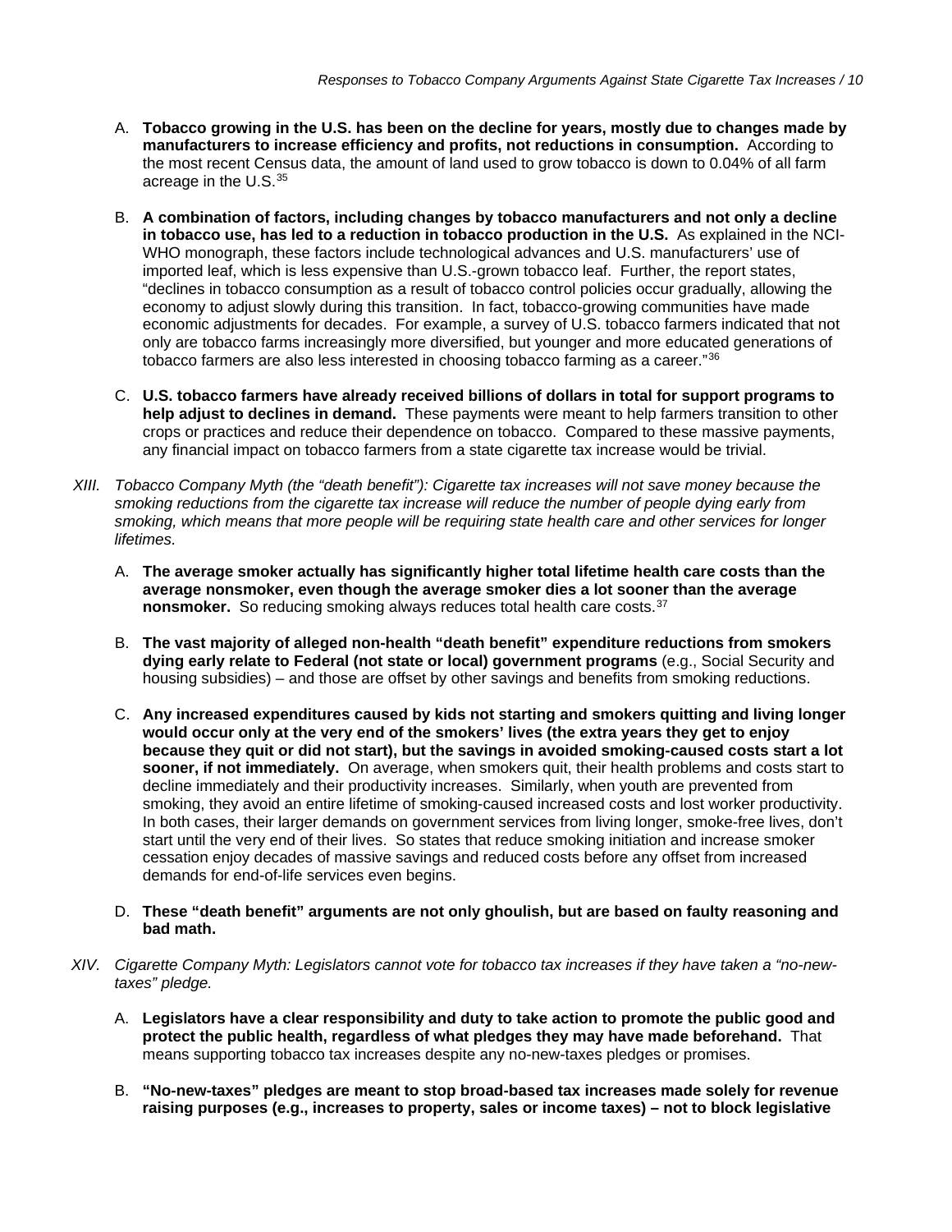A. **Tobacco growing in the U.S. has been on the decline for years, mostly due to changes made by manufacturers to increase efficiency and profits, not reductions in consumption.** According to the most recent Census data, the amount of land used to grow tobacco is down to 0.04% of all farm acreage in the U.S.[35]

B. **A combination of factors, including changes by tobacco manufacturers and not only a decline in tobacco use, has led to a reduction in tobacco production in the U.S.** As explained in the NCI-WHO monograph, these factors include technological advances and U.S. manufacturers' use of imported leaf, which is less expensive than U.S.-grown tobacco leaf. Further, the report states, "declines in tobacco consumption as a result of tobacco control policies occur gradually, allowing the economy to adjust slowly during this transition. In fact, tobacco-growing communities have made economic adjustments for decades. For example, a survey of U.S. tobacco farmers indicated that not only are tobacco farms increasingly more diversified, but younger and more educated generations of tobacco farmers are also less interested in choosing tobacco farming as a career."[36]

C. **U.S. tobacco farmers have already received billions of dollars in total for support programs to help adjust to declines in demand.** These payments were meant to help farmers transition to other crops or practices and reduce their dependence on tobacco. Compared to these massive payments, any financial impact on tobacco farmers from a state cigarette tax increase would be trivial.

XIII. *Tobacco Company Myth (the "death benefit"): Cigarette tax increases will not save money because the smoking reductions from the cigarette tax increase will reduce the number of people dying early from smoking, which means that more people will be requiring state health care and other services for longer lifetimes.*

A. **The average smoker actually has significantly higher total lifetime health care costs than the average nonsmoker, even though the average smoker dies a lot sooner than the average nonsmoker.** So reducing smoking always reduces total health care costs.[37]

B. **The vast majority of alleged non-health "death benefit" expenditure reductions from smokers dying early relate to Federal (not state or local) government programs** (e.g., Social Security and housing subsidies) – and those are offset by other savings and benefits from smoking reductions.

C. **Any increased expenditures caused by kids not starting and smokers quitting and living longer would occur only at the very end of the smokers' lives (the extra years they get to enjoy because they quit or did not start), but the savings in avoided smoking-caused costs start a lot sooner, if not immediately.** On average, when smokers quit, their health problems and costs start to decline immediately and their productivity increases. Similarly, when youth are prevented from smoking, they avoid an entire lifetime of smoking-caused increased costs and lost worker productivity. In both cases, their larger demands on government services from living longer, smoke-free lives, don't start until the very end of their lives. So states that reduce smoking initiation and increase smoker cessation enjoy decades of massive savings and reduced costs before any offset from increased demands for end-of-life services even begins.

D. **These "death benefit" arguments are not only ghoulish, but are based on faulty reasoning and bad math.**

XIV. *Cigarette Company Myth: Legislators cannot vote for tobacco tax increases if they have taken a "no-new-taxes" pledge.*

A. **Legislators have a clear responsibility and duty to take action to promote the public good and protect the public health, regardless of what pledges they may have made beforehand.** That means supporting tobacco tax increases despite any no-new-taxes pledges or promises.

B. **"No-new-taxes" pledges are meant to stop broad-based tax increases made solely for revenue raising purposes (e.g., increases to property, sales or income taxes) – not to block legislative**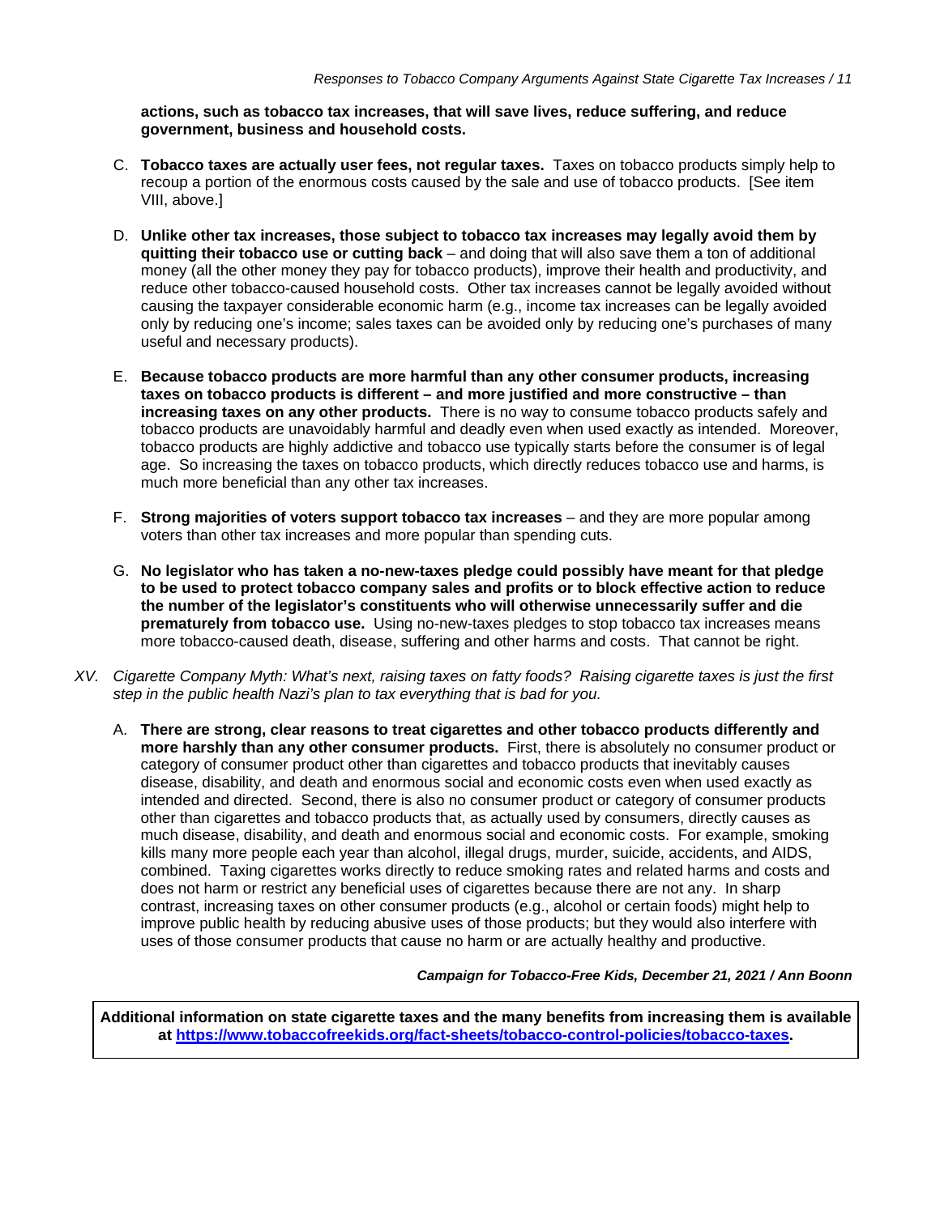**actions, such as tobacco tax increases, that will save lives, reduce suffering, and reduce government, business and household costs.**

C. **Tobacco taxes are actually user fees, not regular taxes.** Taxes on tobacco products simply help to recoup a portion of the enormous costs caused by the sale and use of tobacco products. [See item VIII, above.]

D. **Unlike other tax increases, those subject to tobacco tax increases may legally avoid them by quitting their tobacco use or cutting back** – and doing that will also save them a ton of additional money (all the other money they pay for tobacco products), improve their health and productivity, and reduce other tobacco-caused household costs. Other tax increases cannot be legally avoided without causing the taxpayer considerable economic harm (e.g., income tax increases can be legally avoided only by reducing one's income; sales taxes can be avoided only by reducing one's purchases of many useful and necessary products).

E. **Because tobacco products are more harmful than any other consumer products, increasing taxes on tobacco products is different – and more justified and more constructive – than increasing taxes on any other products.** There is no way to consume tobacco products safely and tobacco products are unavoidably harmful and deadly even when used exactly as intended. Moreover, tobacco products are highly addictive and tobacco use typically starts before the consumer is of legal age. So increasing the taxes on tobacco products, which directly reduces tobacco use and harms, is much more beneficial than any other tax increases.

F. **Strong majorities of voters support tobacco tax increases** – and they are more popular among voters than other tax increases and more popular than spending cuts.

G. **No legislator who has taken a no-new-taxes pledge could possibly have meant for that pledge to be used to protect tobacco company sales and profits or to block effective action to reduce the number of the legislator's constituents who will otherwise unnecessarily suffer and die prematurely from tobacco use.** Using no-new-taxes pledges to stop tobacco tax increases means more tobacco-caused death, disease, suffering and other harms and costs. That cannot be right.

*XV. Cigarette Company Myth: What's next, raising taxes on fatty foods? Raising cigarette taxes is just the first step in the public health Nazi's plan to tax everything that is bad for you.*

A. **There are strong, clear reasons to treat cigarettes and other tobacco products differently and more harshly than any other consumer products.** First, there is absolutely no consumer product or category of consumer product other than cigarettes and tobacco products that inevitably causes disease, disability, and death and enormous social and economic costs even when used exactly as intended and directed. Second, there is also no consumer product or category of consumer products other than cigarettes and tobacco products that, as actually used by consumers, directly causes as much disease, disability, and death and enormous social and economic costs. For example, smoking kills many more people each year than alcohol, illegal drugs, murder, suicide, accidents, and AIDS, combined. Taxing cigarettes works directly to reduce smoking rates and related harms and costs and does not harm or restrict any beneficial uses of cigarettes because there are not any. In sharp contrast, increasing taxes on other consumer products (e.g., alcohol or certain foods) might help to improve public health by reducing abusive uses of those products; but they would also interfere with uses of those consumer products that cause no harm or are actually healthy and productive.

***Campaign for Tobacco-Free Kids, December 21, 2021 / Ann Boonn***

**Additional information on state cigarette taxes and the many benefits from increasing them is available at [https://www.tobaccofreekids.org/fact-sheets/tobacco-control-policies/tobacco-taxes](https://www.tobaccofreekids.org/fact-sheets/tobacco-control-policies/tobacco-taxes).**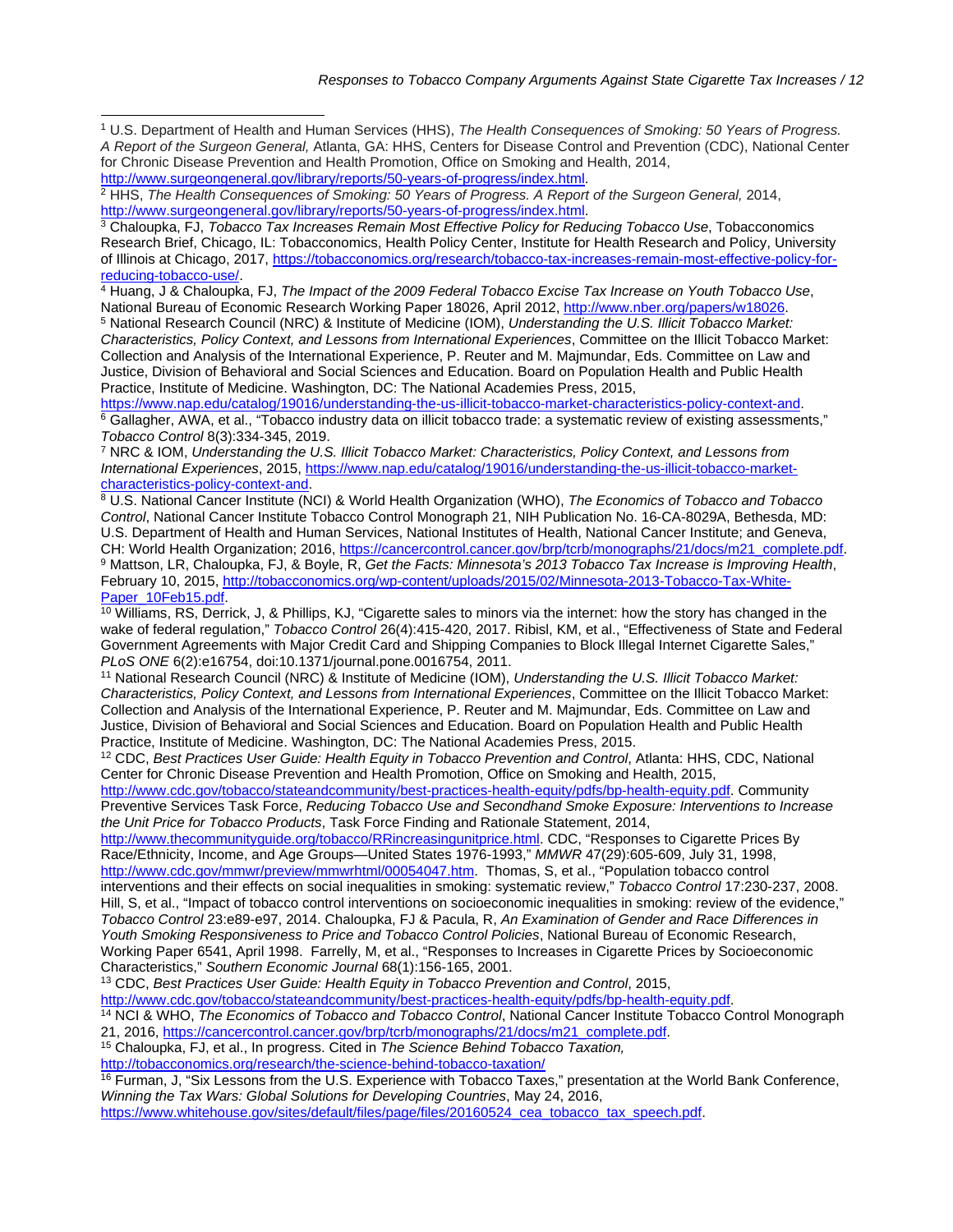[1] U.S. Department of Health and Human Services (HHS), *The Health Consequences of Smoking: 50 Years of Progress. A Report of the Surgeon General,* Atlanta, GA: HHS, Centers for Disease Control and Prevention (CDC), National Center for Chronic Disease Prevention and Health Promotion, Office on Smoking and Health, 2014, http://www.surgeongeneral.gov/library/reports/50-years-of-progress/index.html.

[2] HHS, *The Health Consequences of Smoking: 50 Years of Progress. A Report of the Surgeon General,* 2014, http://www.surgeongeneral.gov/library/reports/50-years-of-progress/index.html.

[3] Chaloupka, FJ, *Tobacco Tax Increases Remain Most Effective Policy for Reducing Tobacco Use*, Tobacconomics Research Brief, Chicago, IL: Tobacconomics, Health Policy Center, Institute for Health Research and Policy, University of Illinois at Chicago, 2017, https://tobacconomics.org/research/tobacco-tax-increases-remain-most-effective-policy-for-reducing-tobacco-use/.

[4] Huang, J & Chaloupka, FJ, *The Impact of the 2009 Federal Tobacco Excise Tax Increase on Youth Tobacco Use*, National Bureau of Economic Research Working Paper 18026, April 2012, http://www.nber.org/papers/w18026.

[5] National Research Council (NRC) & Institute of Medicine (IOM), *Understanding the U.S. Illicit Tobacco Market: Characteristics, Policy Context, and Lessons from International Experiences*, Committee on the Illicit Tobacco Market: Collection and Analysis of the International Experience, P. Reuter and M. Majmundar, Eds. Committee on Law and Justice, Division of Behavioral and Social Sciences and Education. Board on Population Health and Public Health Practice, Institute of Medicine. Washington, DC: The National Academies Press, 2015, https://www.nap.edu/catalog/19016/understanding-the-us-illicit-tobacco-market-characteristics-policy-context-and.

[6] Gallagher, AWA, et al., "Tobacco industry data on illicit tobacco trade: a systematic review of existing assessments," *Tobacco Control* 8(3):334-345, 2019.

[7] NRC & IOM, *Understanding the U.S. Illicit Tobacco Market: Characteristics, Policy Context, and Lessons from International Experiences*, 2015, https://www.nap.edu/catalog/19016/understanding-the-us-illicit-tobacco-market-characteristics-policy-context-and.

[8] U.S. National Cancer Institute (NCI) & World Health Organization (WHO), *The Economics of Tobacco and Tobacco Control*, National Cancer Institute Tobacco Control Monograph 21, NIH Publication No. 16-CA-8029A, Bethesda, MD: U.S. Department of Health and Human Services, National Institutes of Health, National Cancer Institute; and Geneva, CH: World Health Organization; 2016, https://cancercontrol.cancer.gov/brp/tcrb/monographs/21/docs/m21_complete.pdf.

[9] Mattson, LR, Chaloupka, FJ, & Boyle, R, *Get the Facts: Minnesota's 2013 Tobacco Tax Increase is Improving Health*, February 10, 2015, http://tobacconomics.org/wp-content/uploads/2015/02/Minnesota-2013-Tobacco-Tax-White-Paper_10Feb15.pdf.

[10] Williams, RS, Derrick, J, & Phillips, KJ, "Cigarette sales to minors via the internet: how the story has changed in the wake of federal regulation," *Tobacco Control* 26(4):415-420, 2017. Ribisl, KM, et al., "Effectiveness of State and Federal Government Agreements with Major Credit Card and Shipping Companies to Block Illegal Internet Cigarette Sales," *PLoS ONE* 6(2):e16754, doi:10.1371/journal.pone.0016754, 2011.

[11] National Research Council (NRC) & Institute of Medicine (IOM), *Understanding the U.S. Illicit Tobacco Market: Characteristics, Policy Context, and Lessons from International Experiences*, Committee on the Illicit Tobacco Market: Collection and Analysis of the International Experience, P. Reuter and M. Majmundar, Eds. Committee on Law and Justice, Division of Behavioral and Social Sciences and Education. Board on Population Health and Public Health Practice, Institute of Medicine. Washington, DC: The National Academies Press, 2015.

[12] CDC, *Best Practices User Guide: Health Equity in Tobacco Prevention and Control*, Atlanta: HHS, CDC, National Center for Chronic Disease Prevention and Health Promotion, Office on Smoking and Health, 2015, http://www.cdc.gov/tobacco/stateandcommunity/best-practices-health-equity/pdfs/bp-health-equity.pdf. Community Preventive Services Task Force, *Reducing Tobacco Use and Secondhand Smoke Exposure: Interventions to Increase the Unit Price for Tobacco Products*, Task Force Finding and Rationale Statement, 2014, http://www.thecommunityguide.org/tobacco/RRincreasingunitprice.html. CDC, "Responses to Cigarette Prices By Race/Ethnicity, Income, and Age Groups—United States 1976-1993," *MMWR* 47(29):605-609, July 31, 1998, http://www.cdc.gov/mmwr/preview/mmwrhtml/00054047.htm. Thomas, S, et al., "Population tobacco control interventions and their effects on social inequalities in smoking: systematic review," *Tobacco Control* 17:230-237, 2008. Hill, S, et al., "Impact of tobacco control interventions on socioeconomic inequalities in smoking: review of the evidence," *Tobacco Control* 23:e89-e97, 2014. Chaloupka, FJ & Pacula, R, *An Examination of Gender and Race Differences in Youth Smoking Responsiveness to Price and Tobacco Control Policies*, National Bureau of Economic Research, Working Paper 6541, April 1998. Farrelly, M, et al., "Responses to Increases in Cigarette Prices by Socioeconomic Characteristics," *Southern Economic Journal* 68(1):156-165, 2001.

[13] CDC, *Best Practices User Guide: Health Equity in Tobacco Prevention and Control*, 2015, http://www.cdc.gov/tobacco/stateandcommunity/best-practices-health-equity/pdfs/bp-health-equity.pdf.

[14] NCI & WHO, *The Economics of Tobacco and Tobacco Control*, National Cancer Institute Tobacco Control Monograph 21, 2016, https://cancercontrol.cancer.gov/brp/tcrb/monographs/21/docs/m21_complete.pdf.

[15] Chaloupka, FJ, et al., In progress. Cited in *The Science Behind Tobacco Taxation,* http://tobacconomics.org/research/the-science-behind-tobacco-taxation/

[16] Furman, J, "Six Lessons from the U.S. Experience with Tobacco Taxes," presentation at the World Bank Conference, *Winning the Tax Wars: Global Solutions for Developing Countries*, May 24, 2016, https://www.whitehouse.gov/sites/default/files/page/files/20160524_cea_tobacco_tax_speech.pdf.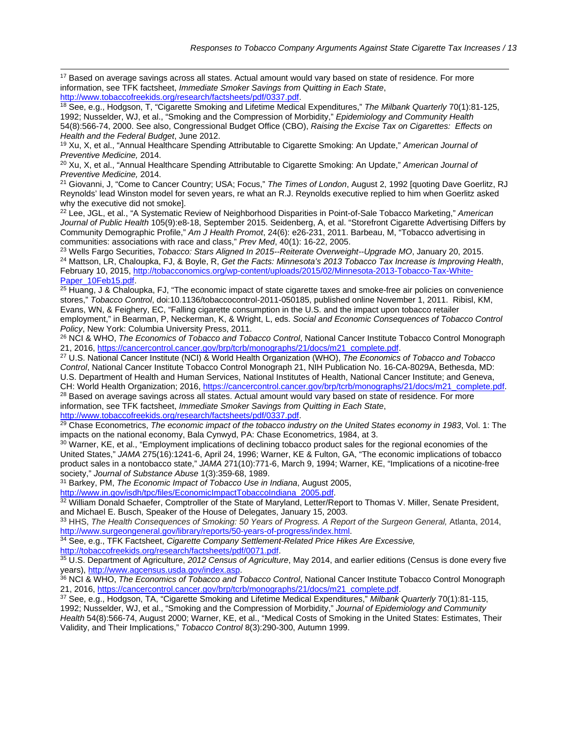[17] Based on average savings across all states. Actual amount would vary based on state of residence. For more information, see TFK factsheet, *Immediate Smoker Savings from Quitting in Each State*, http://www.tobaccofreekids.org/research/factsheets/pdf/0337.pdf.

[18] See, e.g., Hodgson, T, "Cigarette Smoking and Lifetime Medical Expenditures," *The Milbank Quarterly* 70(1):81-125, 1992; Nusselder, WJ, et al., "Smoking and the Compression of Morbidity," *Epidemiology and Community Health* 54(8):566-74, 2000. See also, Congressional Budget Office (CBO), *Raising the Excise Tax on Cigarettes: Effects on Health and the Federal Budget*, June 2012.

[19] Xu, X, et al., "Annual Healthcare Spending Attributable to Cigarette Smoking: An Update," *American Journal of Preventive Medicine,* 2014.

[20] Xu, X, et al., "Annual Healthcare Spending Attributable to Cigarette Smoking: An Update," *American Journal of Preventive Medicine,* 2014.

[21] Giovanni, J, "Come to Cancer Country; USA; Focus," *The Times of London*, August 2, 1992 [quoting Dave Goerlitz, RJ Reynolds' lead Winston model for seven years, re what an R.J. Reynolds executive replied to him when Goerlitz asked why the executive did not smoke].

[22] Lee, JGL, et al., "A Systematic Review of Neighborhood Disparities in Point-of-Sale Tobacco Marketing," *American Journal of Public Health* 105(9):e8-18, September 2015. Seidenberg, A, et al. "Storefront Cigarette Advertising Differs by Community Demographic Profile," *Am J Health Promot*, 24(6): e26-231, 2011. Barbeau, M, "Tobacco advertising in communities: associations with race and class," *Prev Med*, 40(1): 16-22, 2005.

[23] Wells Fargo Securities, *Tobacco: Stars Aligned In 2015--Reiterate Overweight--Upgrade MO*, January 20, 2015.

[24] Mattson, LR, Chaloupka, FJ, & Boyle, R, *Get the Facts: Minnesota's 2013 Tobacco Tax Increase is Improving Health*, February 10, 2015, http://tobacconomics.org/wp-content/uploads/2015/02/Minnesota-2013-Tobacco-Tax-White-Paper_10Feb15.pdf.

[25] Huang, J & Chaloupka, FJ, "The economic impact of state cigarette taxes and smoke-free air policies on convenience stores," *Tobacco Control*, doi:10.1136/tobaccocontrol-2011-050185, published online November 1, 2011. Ribisl, KM, Evans, WN, & Feighery, EC, "Falling cigarette consumption in the U.S. and the impact upon tobacco retailer employment," in Bearman, P, Neckerman, K, & Wright, L, eds. *Social and Economic Consequences of Tobacco Control Policy*, New York: Columbia University Press, 2011.

[26] NCI & WHO, *The Economics of Tobacco and Tobacco Control*, National Cancer Institute Tobacco Control Monograph 21, 2016, https://cancercontrol.cancer.gov/brp/tcrb/monographs/21/docs/m21_complete.pdf.

[27] U.S. National Cancer Institute (NCI) & World Health Organization (WHO), *The Economics of Tobacco and Tobacco Control*, National Cancer Institute Tobacco Control Monograph 21, NIH Publication No. 16-CA-8029A, Bethesda, MD: U.S. Department of Health and Human Services, National Institutes of Health, National Cancer Institute; and Geneva, CH: World Health Organization; 2016, https://cancercontrol.cancer.gov/brp/tcrb/monographs/21/docs/m21_complete.pdf.

[28] Based on average savings across all states. Actual amount would vary based on state of residence. For more information, see TFK factsheet, *Immediate Smoker Savings from Quitting in Each State*, http://www.tobaccofreekids.org/research/factsheets/pdf/0337.pdf.

[29] Chase Econometrics, *The economic impact of the tobacco industry on the United States economy in 1983*, Vol. 1: The impacts on the national economy, Bala Cynwyd, PA: Chase Econometrics, 1984, at 3.

[30] Warner, KE, et al., "Employment implications of declining tobacco product sales for the regional economies of the United States," *JAMA* 275(16):1241-6, April 24, 1996; Warner, KE & Fulton, GA, "The economic implications of tobacco product sales in a nontobacco state," *JAMA* 271(10):771-6, March 9, 1994; Warner, KE, "Implications of a nicotine-free society," *Journal of Substance Abuse* 1(3):359-68, 1989.

[31] Barkey, PM, *The Economic Impact of Tobacco Use in Indiana*, August 2005, http://www.in.gov/isdh/tpc/files/EconomicImpactTobaccoIndiana_2005.pdf.

[32] William Donald Schaefer, Comptroller of the State of Maryland, Letter/Report to Thomas V. Miller, Senate President, and Michael E. Busch, Speaker of the House of Delegates, January 15, 2003.

[33] HHS, *The Health Consequences of Smoking: 50 Years of Progress. A Report of the Surgeon General,* Atlanta, 2014, http://www.surgeongeneral.gov/library/reports/50-years-of-progress/index.html.

[34] See, e.g., TFK Factsheet, *Cigarette Company Settlement-Related Price Hikes Are Excessive,* http://tobaccofreekids.org/research/factsheets/pdf/0071.pdf.

[35] U.S. Department of Agriculture, *2012 Census of Agriculture*, May 2014, and earlier editions (Census is done every five years), http://www.agcensus.usda.gov/index.asp.

[36] NCI & WHO, *The Economics of Tobacco and Tobacco Control*, National Cancer Institute Tobacco Control Monograph 21, 2016, https://cancercontrol.cancer.gov/brp/tcrb/monographs/21/docs/m21_complete.pdf.

[37] See, e.g., Hodgson, TA, "Cigarette Smoking and Lifetime Medical Expenditures," *Milbank Quarterly* 70(1):81-115, 1992; Nusselder, WJ, et al., "Smoking and the Compression of Morbidity," *Journal of Epidemiology and Community Health* 54(8):566-74, August 2000; Warner, KE, et al., "Medical Costs of Smoking in the United States: Estimates, Their Validity, and Their Implications," *Tobacco Control* 8(3):290-300, Autumn 1999.